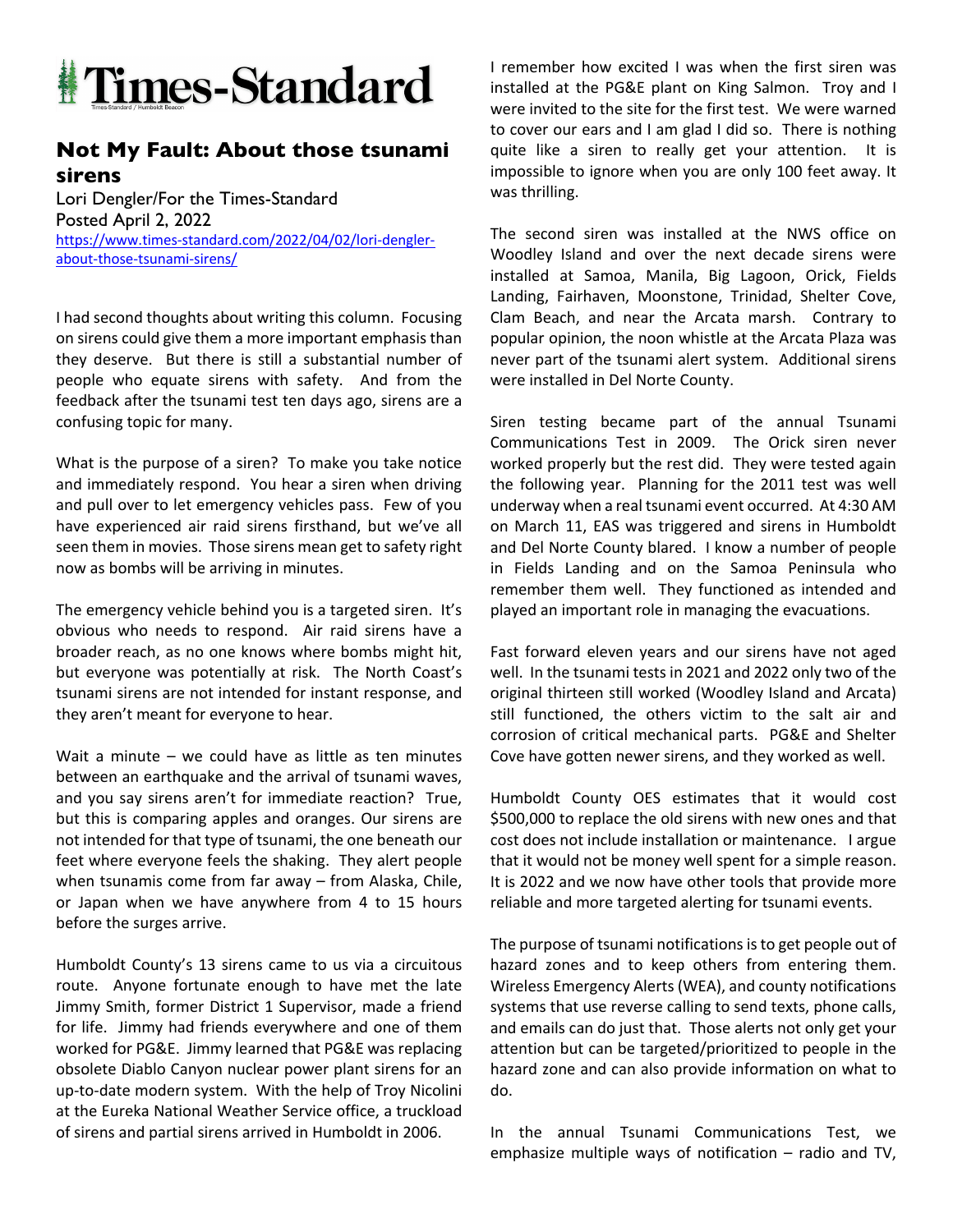# Times-Standard

## Not My Fault: About those tsunami sirens

Lori Dengler/For the Times-Standard
Posted April 2, 2022
https://www.times-standard.com/2022/04/02/lori-dengler-about-those-tsunami-sirens/

I had second thoughts about writing this column. Focusing on sirens could give them a more important emphasis than they deserve. But there is still a substantial number of people who equate sirens with safety. And from the feedback after the tsunami test ten days ago, sirens are a confusing topic for many.

What is the purpose of a siren? To make you take notice and immediately respond. You hear a siren when driving and pull over to let emergency vehicles pass. Few of you have experienced air raid sirens firsthand, but we've all seen them in movies. Those sirens mean get to safety right now as bombs will be arriving in minutes.

The emergency vehicle behind you is a targeted siren. It's obvious who needs to respond. Air raid sirens have a broader reach, as no one knows where bombs might hit, but everyone was potentially at risk. The North Coast's tsunami sirens are not intended for instant response, and they aren't meant for everyone to hear.

Wait a minute – we could have as little as ten minutes between an earthquake and the arrival of tsunami waves, and you say sirens aren't for immediate reaction? True, but this is comparing apples and oranges. Our sirens are not intended for that type of tsunami, the one beneath our feet where everyone feels the shaking. They alert people when tsunamis come from far away – from Alaska, Chile, or Japan when we have anywhere from 4 to 15 hours before the surges arrive.

Humboldt County's 13 sirens came to us via a circuitous route. Anyone fortunate enough to have met the late Jimmy Smith, former District 1 Supervisor, made a friend for life. Jimmy had friends everywhere and one of them worked for PG&E. Jimmy learned that PG&E was replacing obsolete Diablo Canyon nuclear power plant sirens for an up-to-date modern system. With the help of Troy Nicolini at the Eureka National Weather Service office, a truckload of sirens and partial sirens arrived in Humboldt in 2006.

I remember how excited I was when the first siren was installed at the PG&E plant on King Salmon. Troy and I were invited to the site for the first test. We were warned to cover our ears and I am glad I did so. There is nothing quite like a siren to really get your attention. It is impossible to ignore when you are only 100 feet away. It was thrilling.

The second siren was installed at the NWS office on Woodley Island and over the next decade sirens were installed at Samoa, Manila, Big Lagoon, Orick, Fields Landing, Fairhaven, Moonstone, Trinidad, Shelter Cove, Clam Beach, and near the Arcata marsh. Contrary to popular opinion, the noon whistle at the Arcata Plaza was never part of the tsunami alert system. Additional sirens were installed in Del Norte County.

Siren testing became part of the annual Tsunami Communications Test in 2009. The Orick siren never worked properly but the rest did. They were tested again the following year. Planning for the 2011 test was well underway when a real tsunami event occurred. At 4:30 AM on March 11, EAS was triggered and sirens in Humboldt and Del Norte County blared. I know a number of people in Fields Landing and on the Samoa Peninsula who remember them well. They functioned as intended and played an important role in managing the evacuations.

Fast forward eleven years and our sirens have not aged well. In the tsunami tests in 2021 and 2022 only two of the original thirteen still worked (Woodley Island and Arcata) still functioned, the others victim to the salt air and corrosion of critical mechanical parts. PG&E and Shelter Cove have gotten newer sirens, and they worked as well.

Humboldt County OES estimates that it would cost $500,000 to replace the old sirens with new ones and that cost does not include installation or maintenance. I argue that it would not be money well spent for a simple reason. It is 2022 and we now have other tools that provide more reliable and more targeted alerting for tsunami events.

The purpose of tsunami notifications is to get people out of hazard zones and to keep others from entering them. Wireless Emergency Alerts (WEA), and county notifications systems that use reverse calling to send texts, phone calls, and emails can do just that. Those alerts not only get your attention but can be targeted/prioritized to people in the hazard zone and can also provide information on what to do.

In the annual Tsunami Communications Test, we emphasize multiple ways of notification – radio and TV,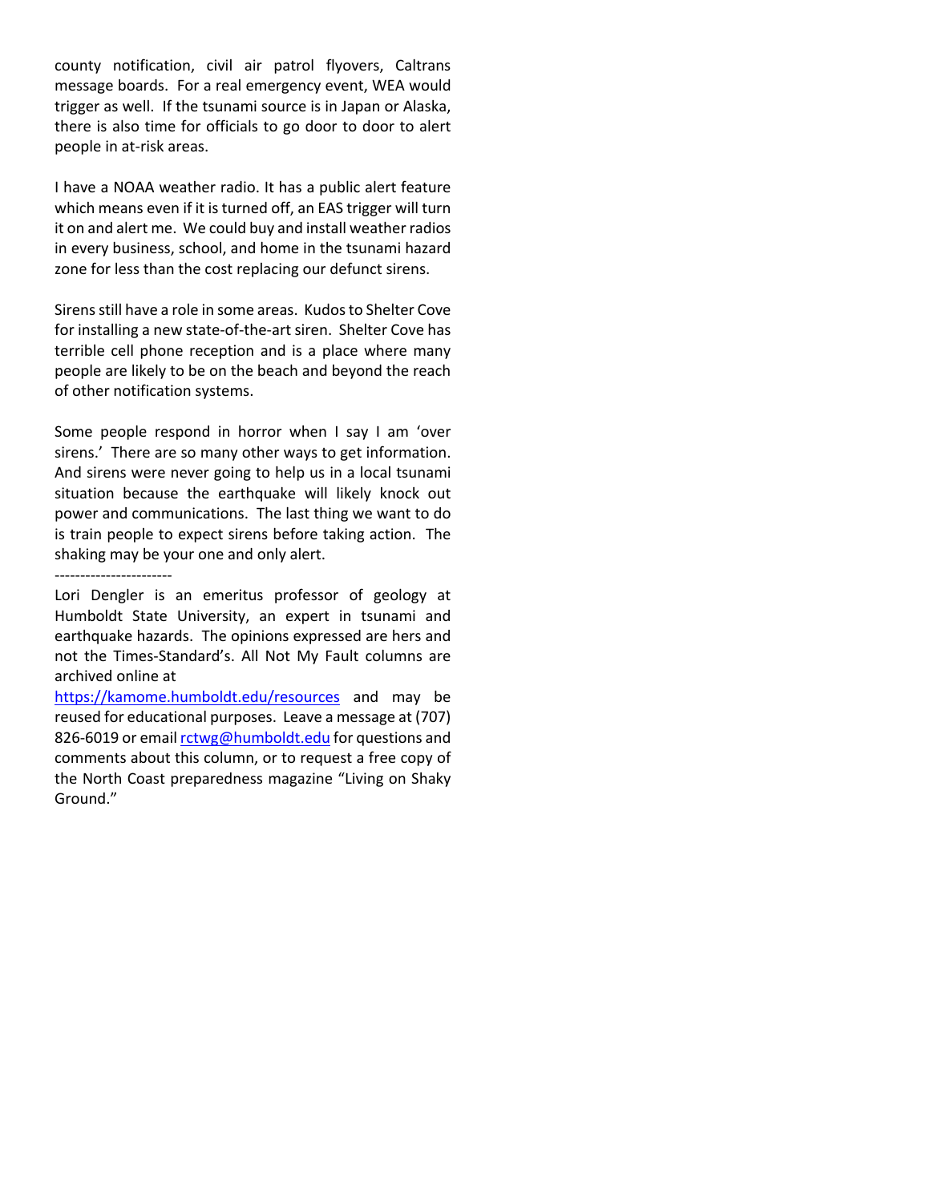county notification, civil air patrol flyovers, Caltrans message boards. For a real emergency event, WEA would trigger as well. If the tsunami source is in Japan or Alaska, there is also time for officials to go door to door to alert people in at-risk areas.

I have a NOAA weather radio. It has a public alert feature which means even if it is turned off, an EAS trigger will turn it on and alert me. We could buy and install weather radios in every business, school, and home in the tsunami hazard zone for less than the cost replacing our defunct sirens.

Sirens still have a role in some areas. Kudos to Shelter Cove for installing a new state-of-the-art siren. Shelter Cove has terrible cell phone reception and is a place where many people are likely to be on the beach and beyond the reach of other notification systems.

Some people respond in horror when I say I am 'over sirens.' There are so many other ways to get information. And sirens were never going to help us in a local tsunami situation because the earthquake will likely knock out power and communications. The last thing we want to do is train people to expect sirens before taking action. The shaking may be your one and only alert.

-----------------------

Lori Dengler is an emeritus professor of geology at Humboldt State University, an expert in tsunami and earthquake hazards. The opinions expressed are hers and not the Times-Standard's. All Not My Fault columns are archived online at https://kamome.humboldt.edu/resources and may be reused for educational purposes. Leave a message at (707) 826-6019 or email rctwg@humboldt.edu for questions and comments about this column, or to request a free copy of the North Coast preparedness magazine "Living on Shaky Ground."